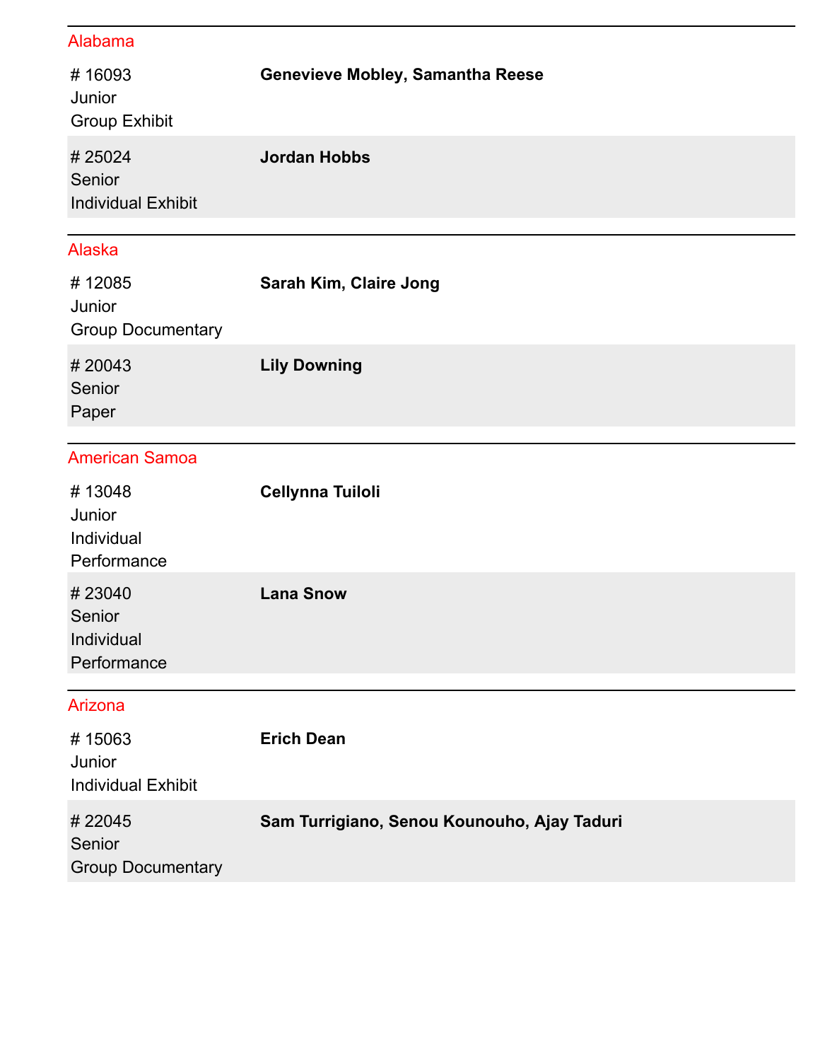## Alabama

| Entry | Students |
| --- | --- |
| # 16093<br>Junior<br>Group Exhibit | **Genevieve Mobley, Samantha Reese** |
| # 25024<br>Senior<br>Individual Exhibit | **Jordan Hobbs** |

## Alaska

| Entry | Students |
| --- | --- |
| # 12085<br>Junior<br>Group Documentary | **Sarah Kim, Claire Jong** |
| # 20043<br>Senior<br>Paper | **Lily Downing** |

## American Samoa

| Entry | Students |
| --- | --- |
| # 13048<br>Junior<br>Individual Performance | **Cellynna Tuiloli** |
| # 23040<br>Senior<br>Individual Performance | **Lana Snow** |

## Arizona

| Entry | Students |
| --- | --- |
| # 15063<br>Junior<br>Individual Exhibit | **Erich Dean** |
| # 22045<br>Senior<br>Group Documentary | **Sam Turrigiano, Senou Kounouho, Ajay Taduri** |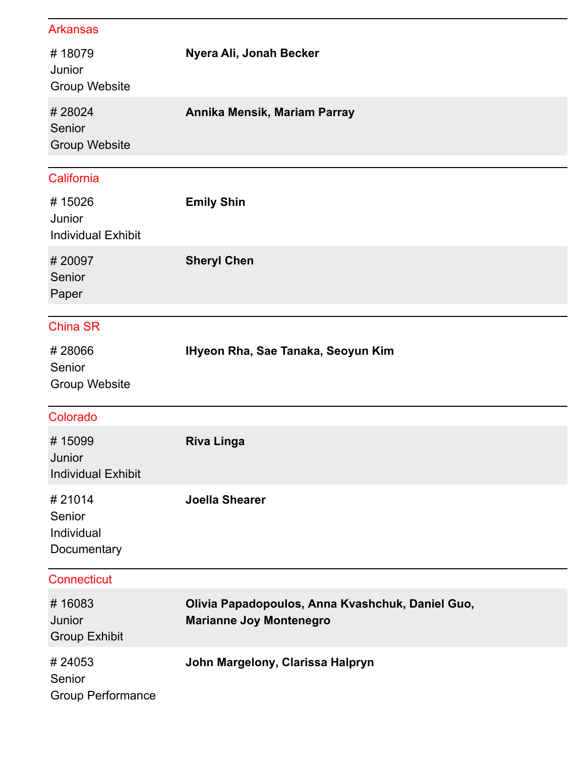## Arkansas

| Entry | Students |
| --- | --- |
| # 18079<br>Junior<br>Group Website | **Nyera Ali, Jonah Becker** |
| # 28024<br>Senior<br>Group Website | **Annika Mensik, Mariam Parray** |

## California

| Entry | Students |
| --- | --- |
| # 15026<br>Junior<br>Individual Exhibit | **Emily Shin** |
| # 20097<br>Senior<br>Paper | **Sheryl Chen** |

## China SR

| Entry | Students |
| --- | --- |
| # 28066<br>Senior<br>Group Website | **IHyeon Rha, Sae Tanaka, Seoyun Kim** |

## Colorado

| Entry | Students |
| --- | --- |
| # 15099<br>Junior<br>Individual Exhibit | **Riva Linga** |
| # 21014<br>Senior<br>Individual Documentary | **Joella Shearer** |

## Connecticut

| Entry | Students |
| --- | --- |
| # 16083<br>Junior<br>Group Exhibit | **Olivia Papadopoulos, Anna Kvashchuk, Daniel Guo, Marianne Joy Montenegro** |
| # 24053<br>Senior<br>Group Performance | **John Margelony, Clarissa Halpryn** |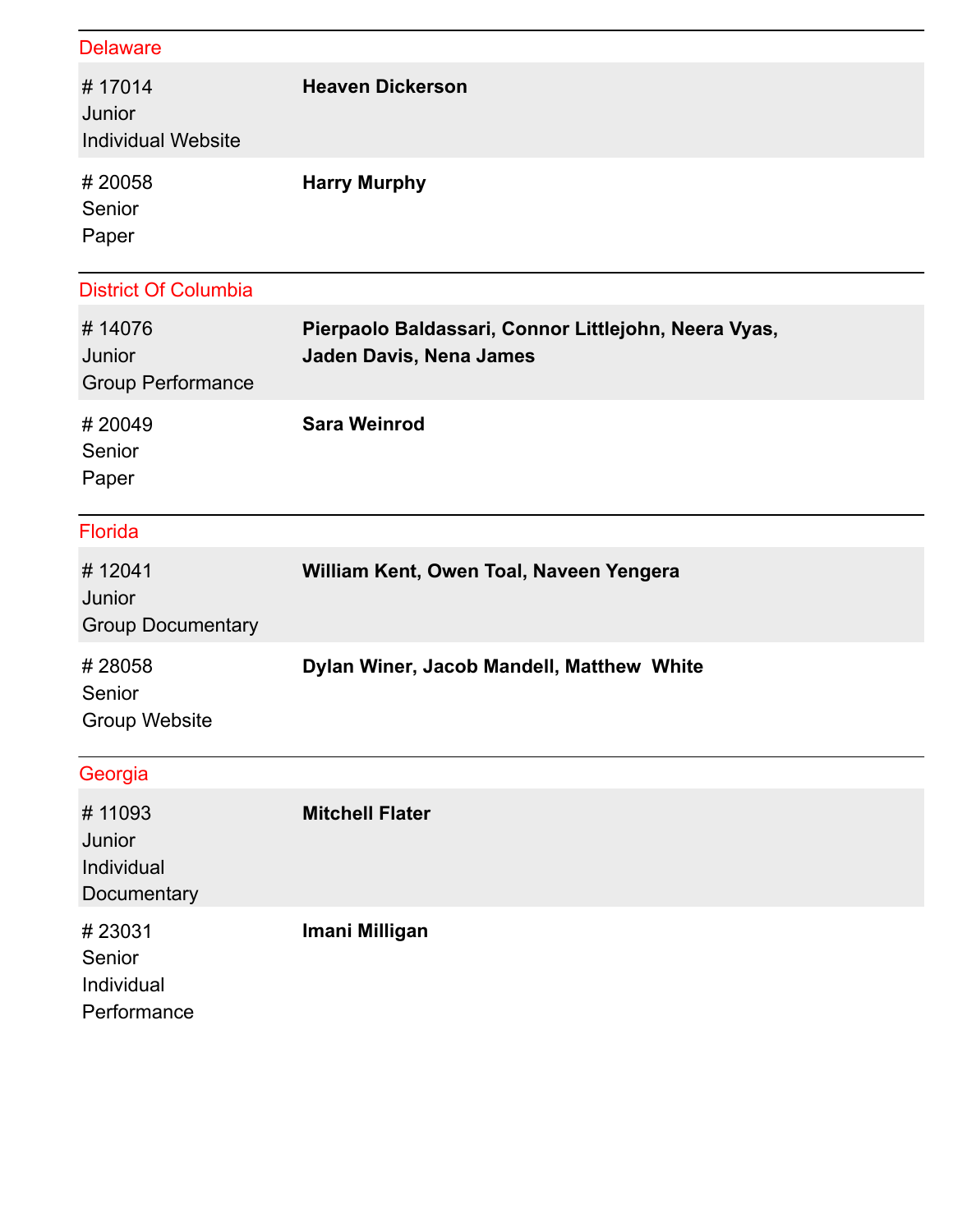## Delaware

| Entry | Participants |
|---|---|
| # 17014<br>Junior<br>Individual Website | **Heaven Dickerson** |
| # 20058<br>Senior<br>Paper | **Harry Murphy** |

## District Of Columbia

| Entry | Participants |
|---|---|
| # 14076<br>Junior<br>Group Performance | **Pierpaolo Baldassari, Connor Littlejohn, Neera Vyas, Jaden Davis, Nena James** |
| # 20049<br>Senior<br>Paper | **Sara Weinrod** |

## Florida

| Entry | Participants |
|---|---|
| # 12041<br>Junior<br>Group Documentary | **William Kent, Owen Toal, Naveen Yengera** |
| # 28058<br>Senior<br>Group Website | **Dylan Winer, Jacob Mandell, Matthew White** |

## Georgia

| Entry | Participants |
|---|---|
| # 11093<br>Junior<br>Individual Documentary | **Mitchell Flater** |
| # 23031<br>Senior<br>Individual Performance | **Imani Milligan** |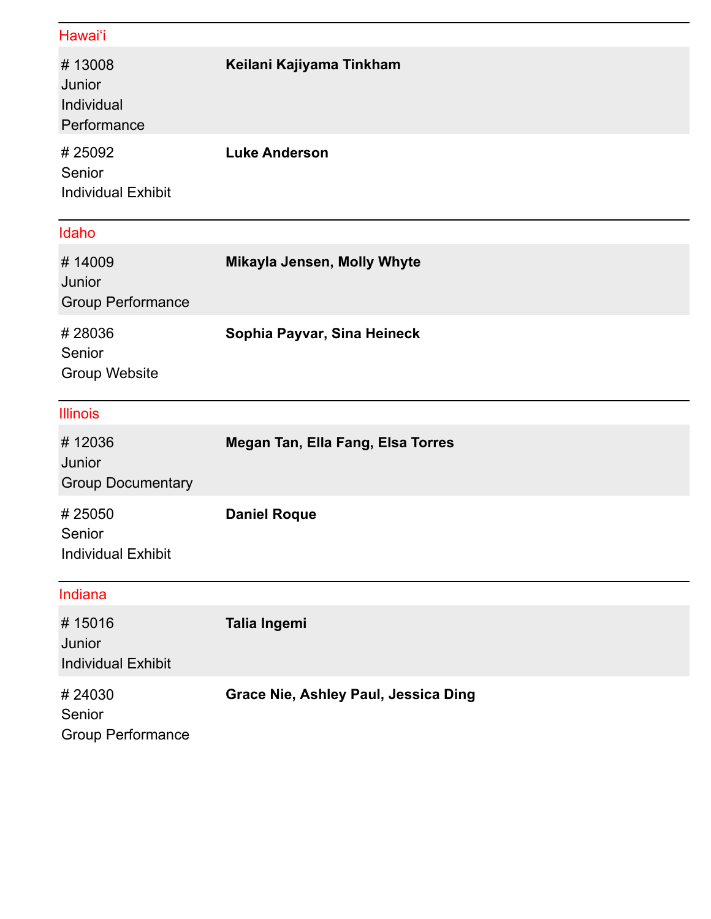## Hawaiʻi

| | |
|---|---|
| # 13008<br>Junior<br>Individual Performance | **Keilani Kajiyama Tinkham** |
| # 25092<br>Senior<br>Individual Exhibit | **Luke Anderson** |

## Idaho

| | |
|---|---|
| # 14009<br>Junior<br>Group Performance | **Mikayla Jensen, Molly Whyte** |
| # 28036<br>Senior<br>Group Website | **Sophia Payvar, Sina Heineck** |

## Illinois

| | |
|---|---|
| # 12036<br>Junior<br>Group Documentary | **Megan Tan, Ella Fang, Elsa Torres** |
| # 25050<br>Senior<br>Individual Exhibit | **Daniel Roque** |

## Indiana

| | |
|---|---|
| # 15016<br>Junior<br>Individual Exhibit | **Talia Ingemi** |
| # 24030<br>Senior<br>Group Performance | **Grace Nie, Ashley Paul, Jessica Ding** |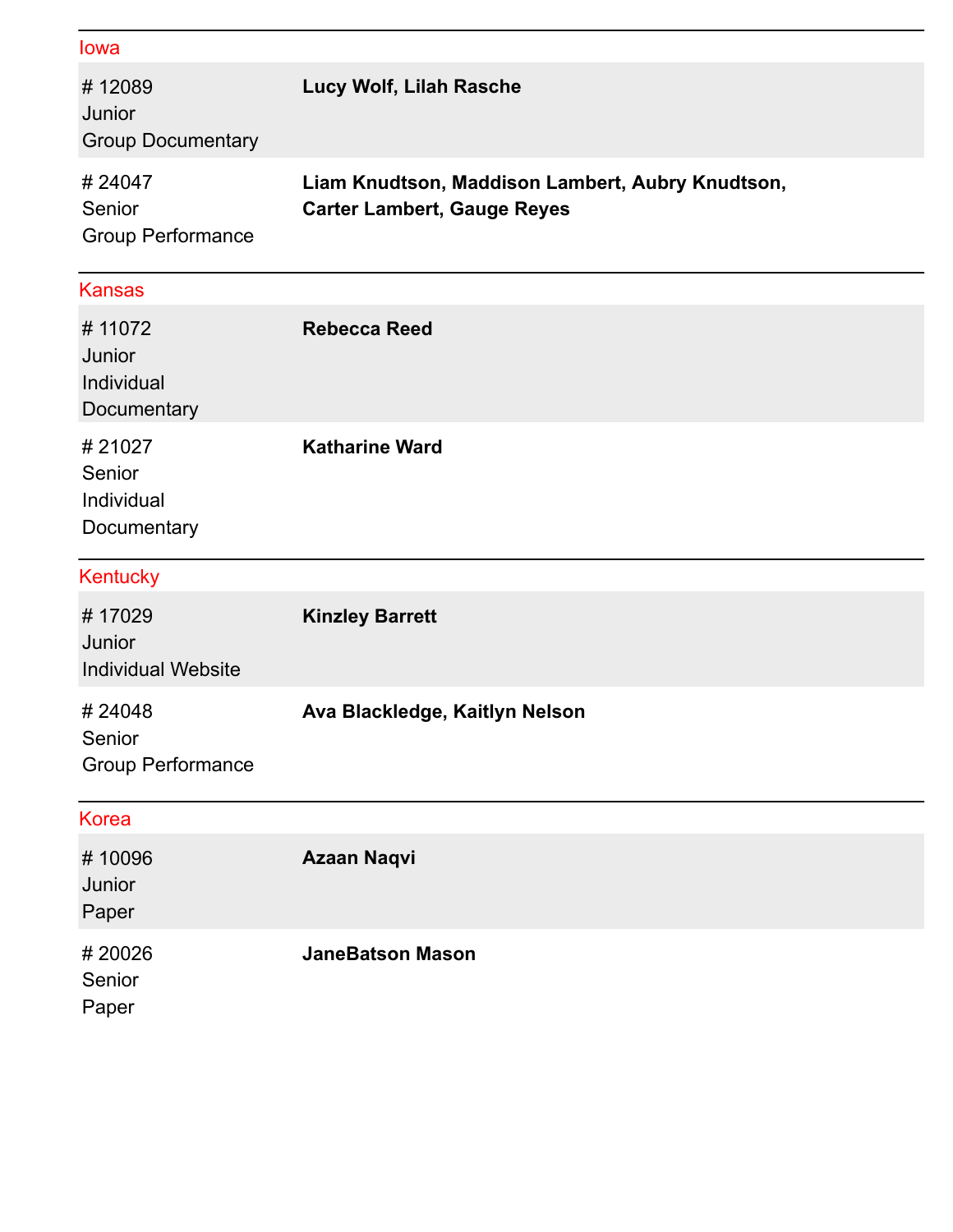## Iowa

| | |
|---|---|
| # 12089<br>Junior<br>Group Documentary | **Lucy Wolf, Lilah Rasche** |
| # 24047<br>Senior<br>Group Performance | **Liam Knudtson, Maddison Lambert, Aubry Knudtson, Carter Lambert, Gauge Reyes** |

## Kansas

| | |
|---|---|
| # 11072<br>Junior<br>Individual Documentary | **Rebecca Reed** |
| # 21027<br>Senior<br>Individual Documentary | **Katharine Ward** |

## Kentucky

| | |
|---|---|
| # 17029<br>Junior<br>Individual Website | **Kinzley Barrett** |
| # 24048<br>Senior<br>Group Performance | **Ava Blackledge, Kaitlyn Nelson** |

## Korea

| | |
|---|---|
| # 10096<br>Junior<br>Paper | **Azaan Naqvi** |
| # 20026<br>Senior<br>Paper | **JaneBatson Mason** |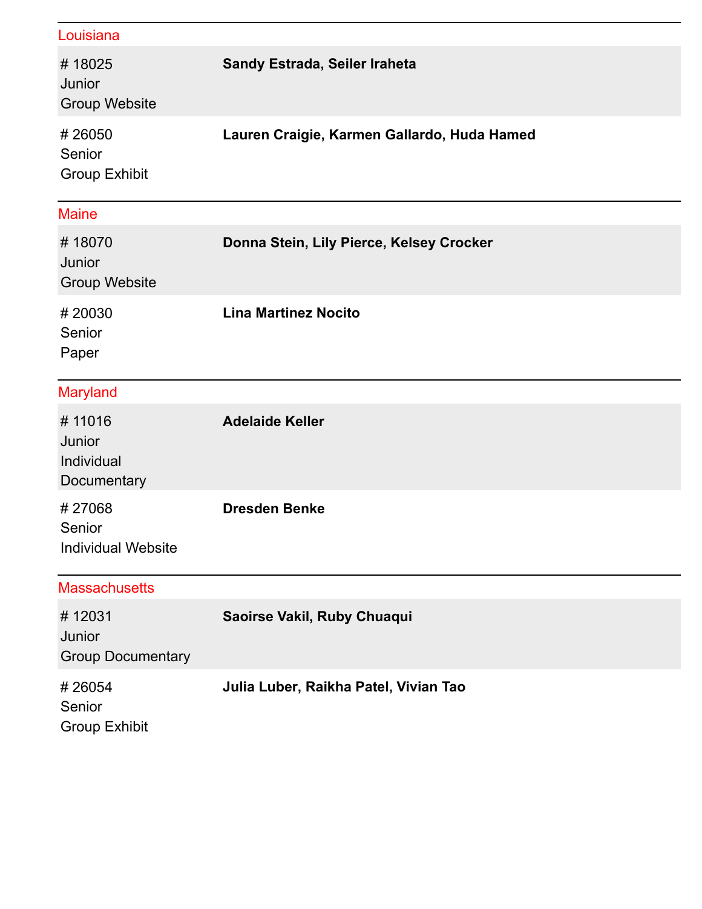## Louisiana

| Entry | Students |
| --- | --- |
| # 18025<br>Junior<br>Group Website | **Sandy Estrada, Seiler Iraheta** |
| # 26050<br>Senior<br>Group Exhibit | **Lauren Craigie, Karmen Gallardo, Huda Hamed** |

## Maine

| Entry | Students |
| --- | --- |
| # 18070<br>Junior<br>Group Website | **Donna Stein, Lily Pierce, Kelsey Crocker** |
| # 20030<br>Senior<br>Paper | **Lina Martinez Nocito** |

## Maryland

| Entry | Students |
| --- | --- |
| # 11016<br>Junior<br>Individual Documentary | **Adelaide Keller** |
| # 27068<br>Senior<br>Individual Website | **Dresden Benke** |

## Massachusetts

| Entry | Students |
| --- | --- |
| # 12031<br>Junior<br>Group Documentary | **Saoirse Vakil, Ruby Chuaqui** |
| # 26054<br>Senior<br>Group Exhibit | **Julia Luber, Raikha Patel, Vivian Tao** |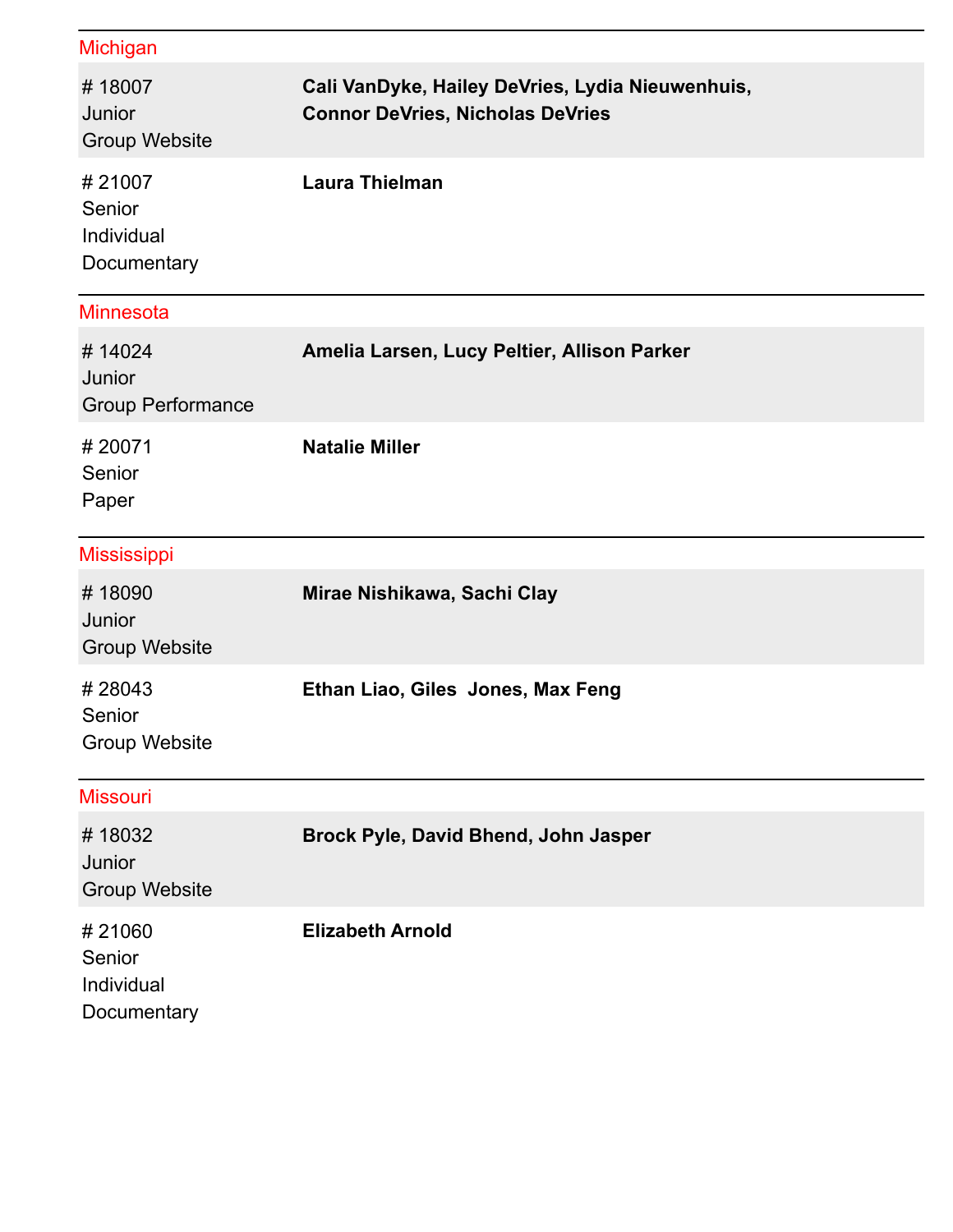## Michigan

| Entry | Students |
| --- | --- |
| # 18007 Junior Group Website | **Cali VanDyke, Hailey DeVries, Lydia Nieuwenhuis, Connor DeVries, Nicholas DeVries** |
| # 21007 Senior Individual Documentary | **Laura Thielman** |

## Minnesota

| Entry | Students |
| --- | --- |
| # 14024 Junior Group Performance | **Amelia Larsen, Lucy Peltier, Allison Parker** |
| # 20071 Senior Paper | **Natalie Miller** |

## Mississippi

| Entry | Students |
| --- | --- |
| # 18090 Junior Group Website | **Mirae Nishikawa, Sachi Clay** |
| # 28043 Senior Group Website | **Ethan Liao, Giles Jones, Max Feng** |

## Missouri

| Entry | Students |
| --- | --- |
| # 18032 Junior Group Website | **Brock Pyle, David Bhend, John Jasper** |
| # 21060 Senior Individual Documentary | **Elizabeth Arnold** |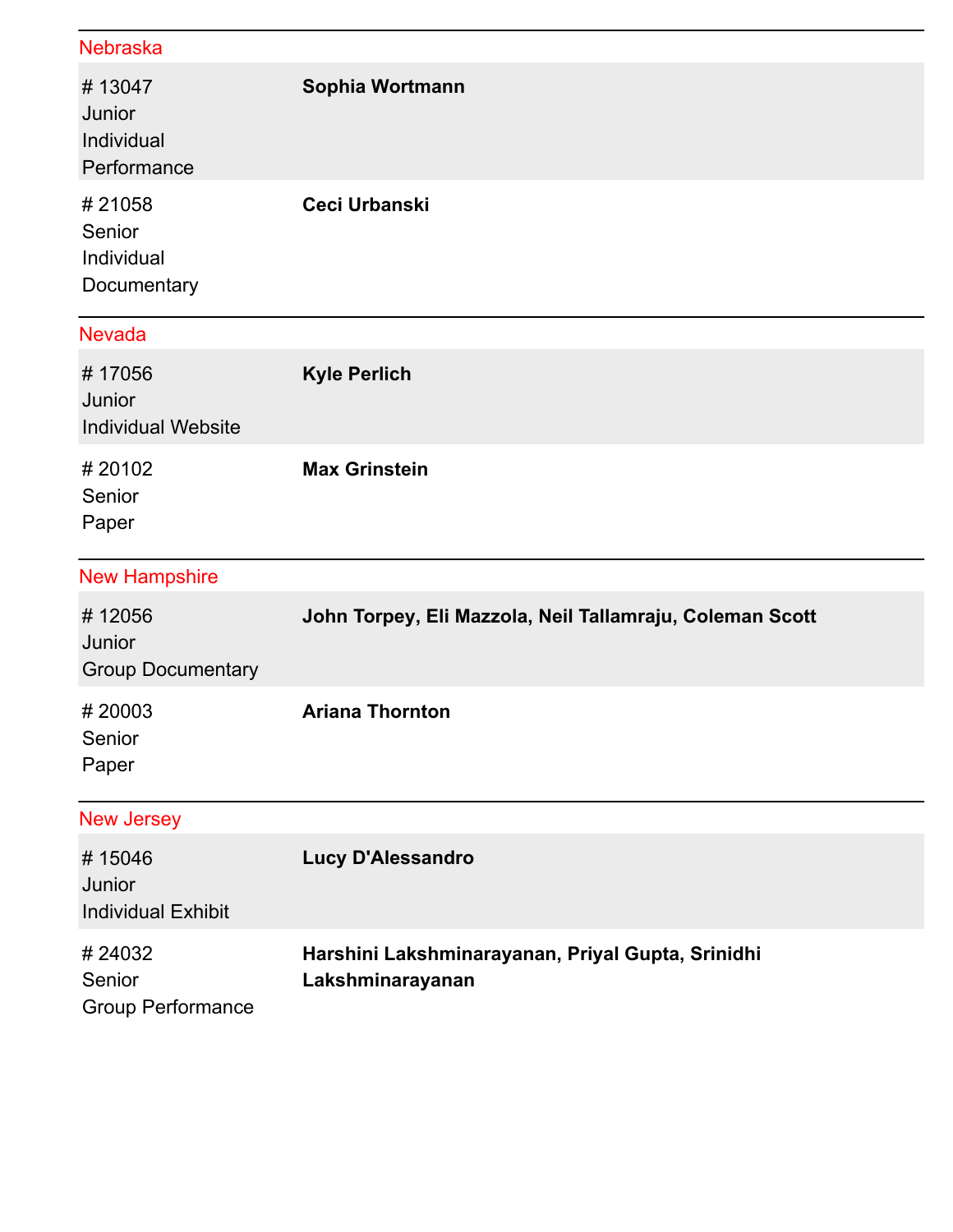## Nebraska

| | |
|---|---|
| # 13047<br>Junior<br>Individual Performance | **Sophia Wortmann** |
| # 21058<br>Senior<br>Individual Documentary | **Ceci Urbanski** |

## Nevada

| | |
|---|---|
| # 17056<br>Junior<br>Individual Website | **Kyle Perlich** |
| # 20102<br>Senior<br>Paper | **Max Grinstein** |

## New Hampshire

| | |
|---|---|
| # 12056<br>Junior<br>Group Documentary | **John Torpey, Eli Mazzola, Neil Tallamraju, Coleman Scott** |
| # 20003<br>Senior<br>Paper | **Ariana Thornton** |

## New Jersey

| | |
|---|---|
| # 15046<br>Junior<br>Individual Exhibit | **Lucy D'Alessandro** |
| # 24032<br>Senior<br>Group Performance | **Harshini Lakshminarayanan, Priyal Gupta, Srinidhi Lakshminarayanan** |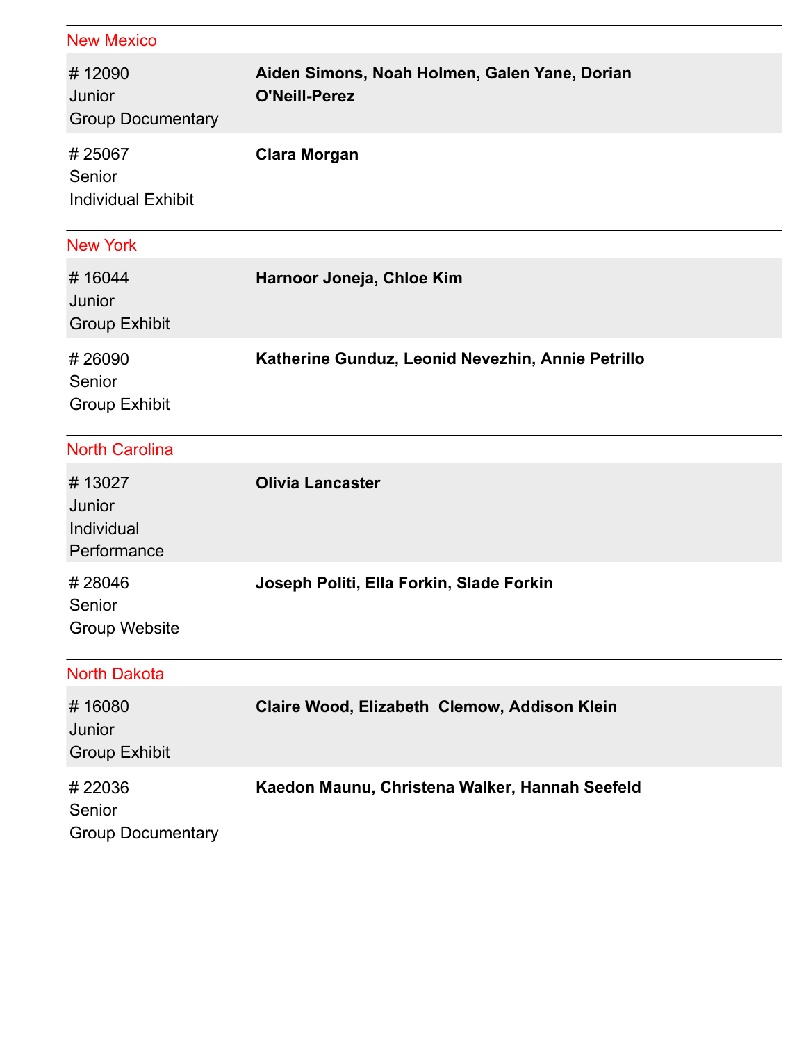## New Mexico

| Entry | Participants |
| --- | --- |
| # 12090<br>Junior<br>Group Documentary | **Aiden Simons, Noah Holmen, Galen Yane, Dorian O'Neill-Perez** |
| # 25067<br>Senior<br>Individual Exhibit | **Clara Morgan** |

## New York

| Entry | Participants |
| --- | --- |
| # 16044<br>Junior<br>Group Exhibit | **Harnoor Joneja, Chloe Kim** |
| # 26090<br>Senior<br>Group Exhibit | **Katherine Gunduz, Leonid Nevezhin, Annie Petrillo** |

## North Carolina

| Entry | Participants |
| --- | --- |
| # 13027<br>Junior<br>Individual Performance | **Olivia Lancaster** |
| # 28046<br>Senior<br>Group Website | **Joseph Politi, Ella Forkin, Slade Forkin** |

## North Dakota

| Entry | Participants |
| --- | --- |
| # 16080<br>Junior<br>Group Exhibit | **Claire Wood, Elizabeth Clemow, Addison Klein** |
| # 22036<br>Senior<br>Group Documentary | **Kaedon Maunu, Christena Walker, Hannah Seefeld** |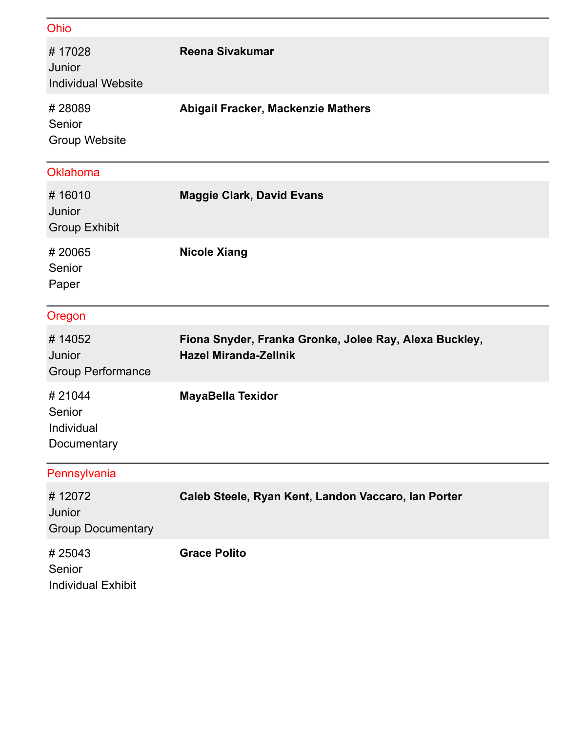## Ohio

| | |
|---|---|
| # 17028<br>Junior<br>Individual Website | **Reena Sivakumar** |
| # 28089<br>Senior<br>Group Website | **Abigail Fracker, Mackenzie Mathers** |

## Oklahoma

| | |
|---|---|
| # 16010<br>Junior<br>Group Exhibit | **Maggie Clark, David Evans** |
| # 20065<br>Senior<br>Paper | **Nicole Xiang** |

## Oregon

| | |
|---|---|
| # 14052<br>Junior<br>Group Performance | **Fiona Snyder, Franka Gronke, Jolee Ray, Alexa Buckley, Hazel Miranda-Zellnik** |
| # 21044<br>Senior<br>Individual Documentary | **MayaBella Texidor** |

## Pennsylvania

| | |
|---|---|
| # 12072<br>Junior<br>Group Documentary | **Caleb Steele, Ryan Kent, Landon Vaccaro, Ian Porter** |
| # 25043<br>Senior<br>Individual Exhibit | **Grace Polito** |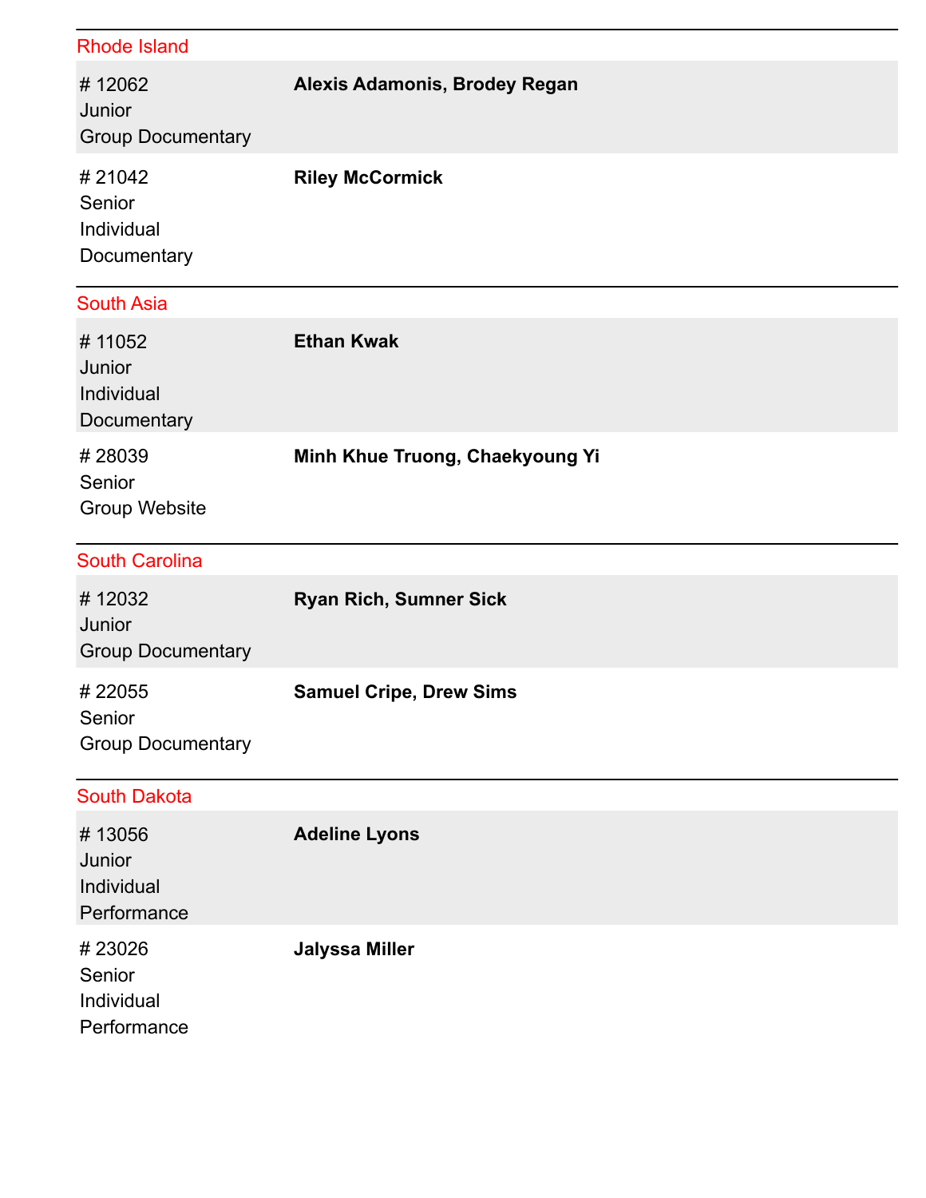## Rhode Island

| Entry | Students |
|---|---|
| # 12062<br>Junior<br>Group Documentary | **Alexis Adamonis, Brodey Regan** |
| # 21042<br>Senior<br>Individual<br>Documentary | **Riley McCormick** |

## South Asia

| Entry | Students |
|---|---|
| # 11052<br>Junior<br>Individual<br>Documentary | **Ethan Kwak** |
| # 28039<br>Senior<br>Group Website | **Minh Khue Truong, Chaekyoung Yi** |

## South Carolina

| Entry | Students |
|---|---|
| # 12032<br>Junior<br>Group Documentary | **Ryan Rich, Sumner Sick** |
| # 22055<br>Senior<br>Group Documentary | **Samuel Cripe, Drew Sims** |

## South Dakota

| Entry | Students |
|---|---|
| # 13056<br>Junior<br>Individual<br>Performance | **Adeline Lyons** |
| # 23026<br>Senior<br>Individual<br>Performance | **Jalyssa Miller** |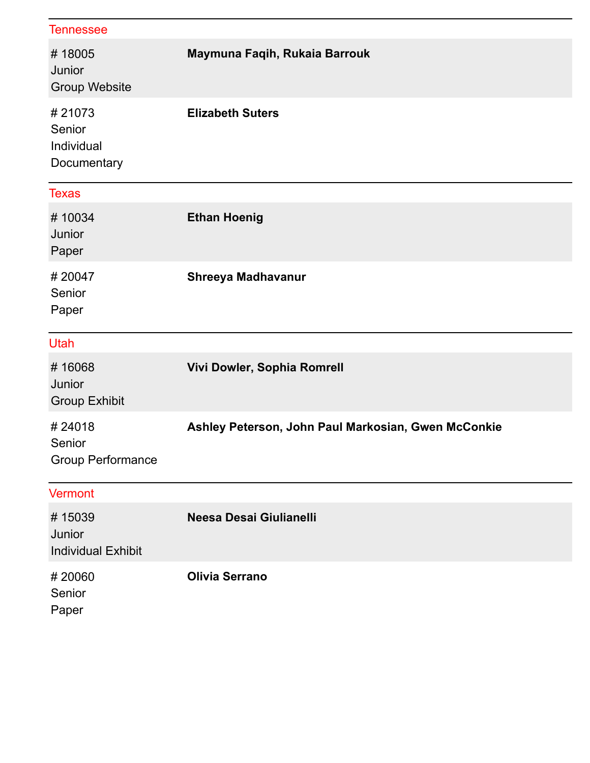## Tennessee

| Entry | Students |
| --- | --- |
| # 18005<br>Junior<br>Group Website | **Maymuna Faqih, Rukaia Barrouk** |
| # 21073<br>Senior<br>Individual<br>Documentary | **Elizabeth Suters** |

## Texas

| Entry | Students |
| --- | --- |
| # 10034<br>Junior<br>Paper | **Ethan Hoenig** |
| # 20047<br>Senior<br>Paper | **Shreeya Madhavanur** |

## Utah

| Entry | Students |
| --- | --- |
| # 16068<br>Junior<br>Group Exhibit | **Vivi Dowler, Sophia Romrell** |
| # 24018<br>Senior<br>Group Performance | **Ashley Peterson, John Paul Markosian, Gwen McConkie** |

## Vermont

| Entry | Students |
| --- | --- |
| # 15039<br>Junior<br>Individual Exhibit | **Neesa Desai Giulianelli** |
| # 20060<br>Senior<br>Paper | **Olivia Serrano** |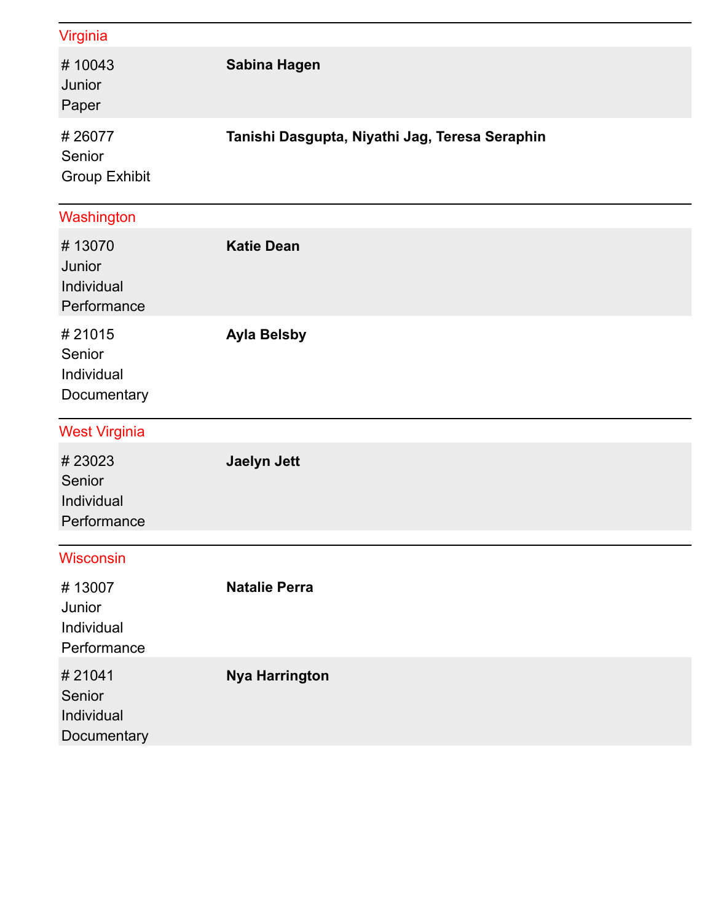## Virginia

| Entry | Name(s) |
| --- | --- |
| # 10043<br>Junior<br>Paper | **Sabina Hagen** |
| # 26077<br>Senior<br>Group Exhibit | **Tanishi Dasgupta, Niyathi Jag, Teresa Seraphin** |

## Washington

| Entry | Name(s) |
| --- | --- |
| # 13070<br>Junior<br>Individual<br>Performance | **Katie Dean** |
| # 21015<br>Senior<br>Individual<br>Documentary | **Ayla Belsby** |

## West Virginia

| Entry | Name(s) |
| --- | --- |
| # 23023<br>Senior<br>Individual<br>Performance | **Jaelyn Jett** |

## Wisconsin

| Entry | Name(s) |
| --- | --- |
| # 13007<br>Junior<br>Individual<br>Performance | **Natalie Perra** |
| # 21041<br>Senior<br>Individual<br>Documentary | **Nya Harrington** |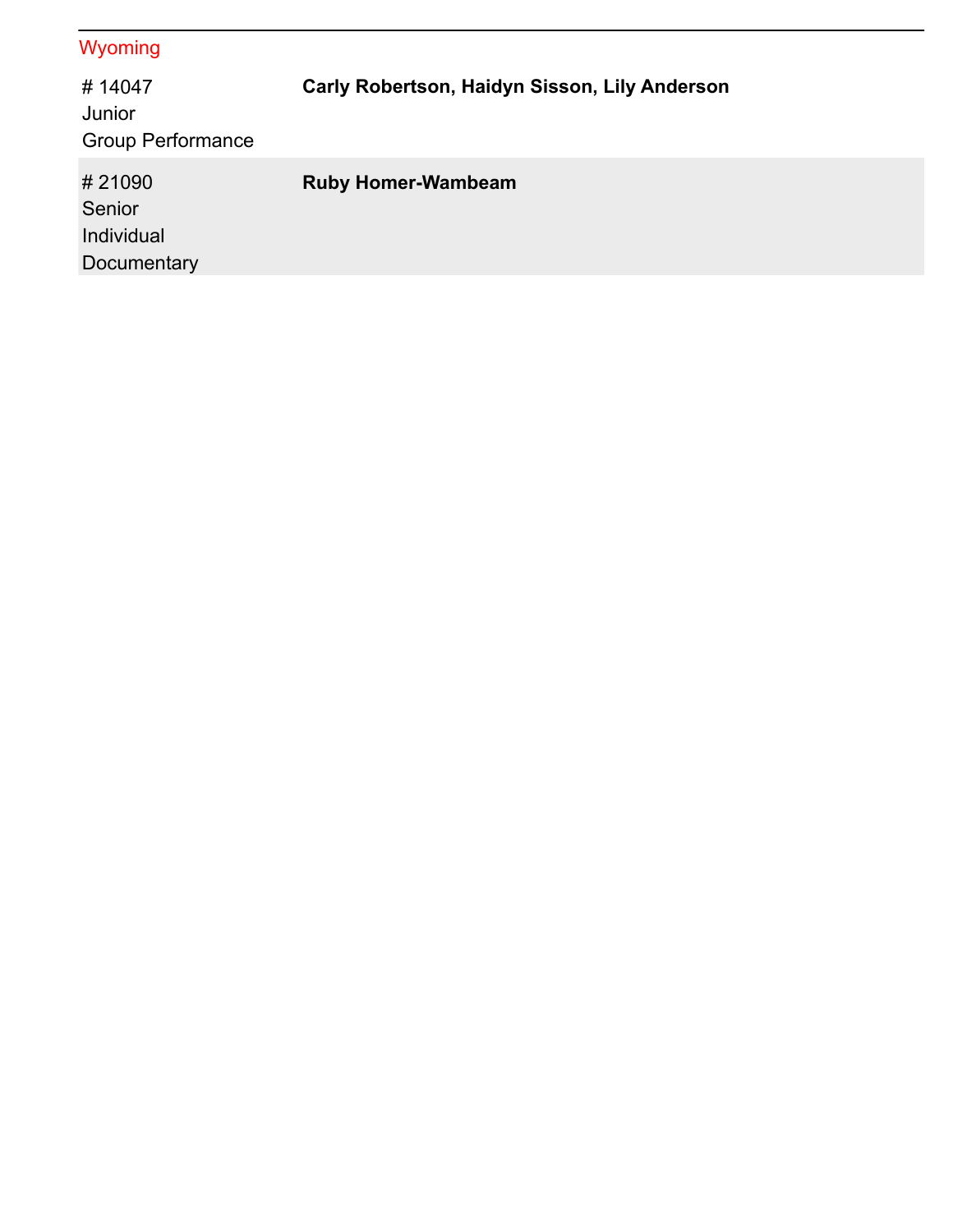## Wyoming

| | |
|---|---|
| # 14047<br>Junior<br>Group Performance | **Carly Robertson, Haidyn Sisson, Lily Anderson** |
| # 21090<br>Senior<br>Individual<br>Documentary | **Ruby Homer-Wambeam** |